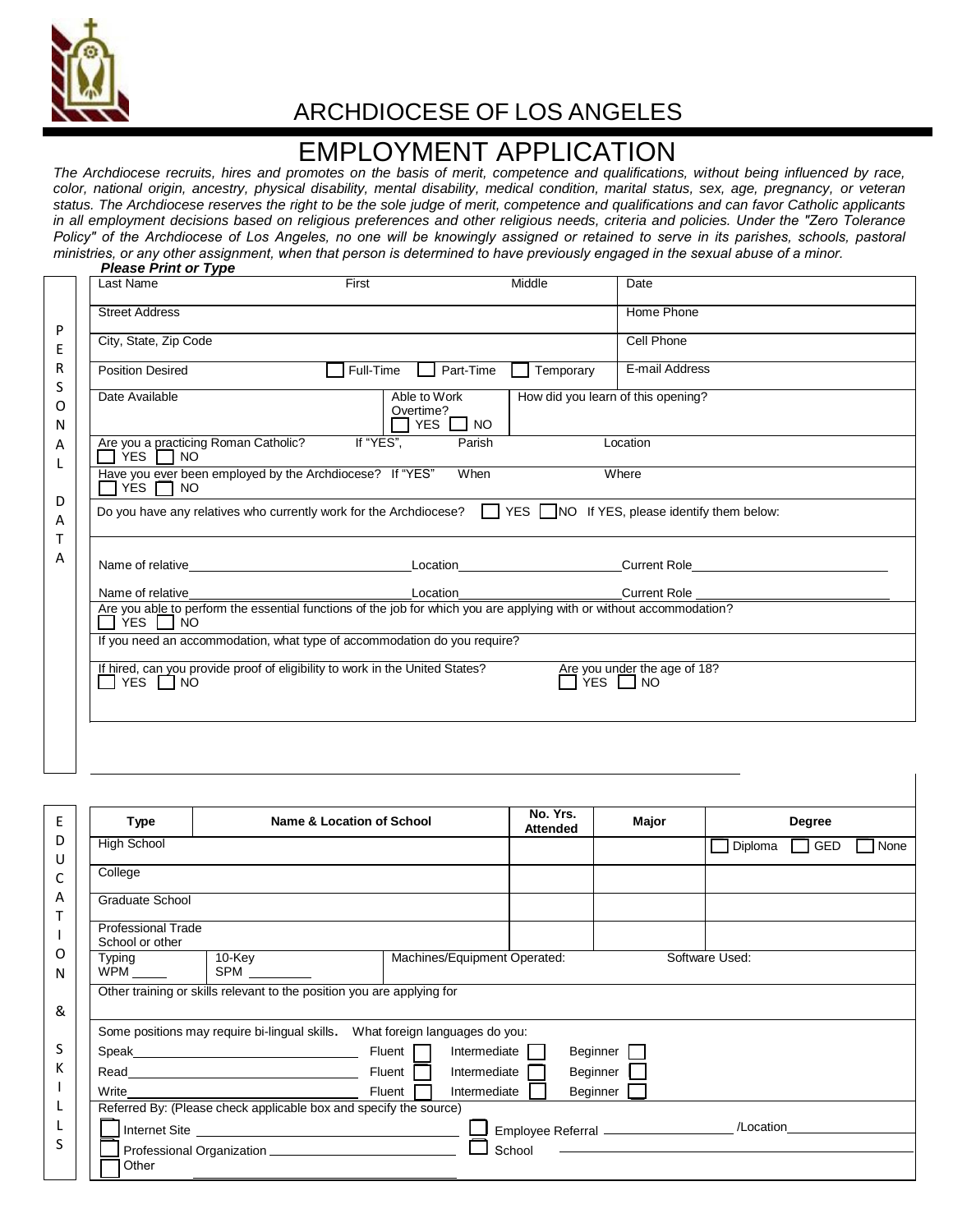# ARCHDIOCESE OF LOS ANGELES

# EMPLOYMENT APPLICATION

*The Archdiocese recruits, hires and promotes on the basis of merit, competence and qualifications, without being influenced by race, color, national origin, ancestry, physical disability, mental disability, medical condition, marital status, sex, age, pregnancy, or veteran status. The Archdiocese reserves the right to be the sole judge of merit, competence and qualifications and can favor Catholic applicants in all employment decisions based on religious preferences and other religious needs, criteria and policies. Under the "Zero Tolerance Policy" of the Archdiocese of Los Angeles, no one will be knowingly assigned or retained to serve in its parishes, schools, pastoral ministries, or any other assignment, when that person is determined to have previously engaged in the sexual abuse of a minor.*

***Please Print or Type***

## PERSONAL DATA

| | | | |
|---|---|---|---|
| Last Name | First | Middle | Date |
| Street Address | | | Home Phone |
| City, State, Zip Code | | | Cell Phone |
| Position Desired | ☐ Full-Time ☐ Part-Time | ☐ Temporary | E-mail Address |
| Date Available | Able to Work Overtime? ☐ YES ☐ NO | How did you learn of this opening? | |

Are you a practicing Roman Catholic? ☐ YES ☐ NO — If "YES", Parish ______ Location ______

Have you ever been employed by the Archdiocese? ☐ YES ☐ NO — If "YES" When ______ Where ______

Do you have any relatives who currently work for the Archdiocese? ☐ YES ☐ NO If YES, please identify them below:

Name of relative______________________ Location______________________ Current Role______________________

Name of relative______________________ Location______________________ Current Role______________________

Are you able to perform the essential functions of the job for which you are applying with or without accommodation? ☐ YES ☐ NO

If you need an accommodation, what type of accommodation do you require?

If hired, can you provide proof of eligibility to work in the United States? ☐ YES ☐ NO

Are you under the age of 18? ☐ YES ☐ NO

## EDUCATION & SKILLS

| Type | Name & Location of School | No. Yrs. Attended | Major | Degree |
|---|---|---|---|---|
| High School | | | | ☐ Diploma ☐ GED ☐ None |
| College | | | | |
| Graduate School | | | | |
| Professional Trade School or other | | | | |

Typing WPM _____ 10-Key SPM _________ Machines/Equipment Operated: Software Used:

Other training or skills relevant to the position you are applying for

Some positions may require bi-lingual skills. What foreign languages do you:

Speak______________________ Fluent ☐ Intermediate ☐ Beginner ☐

Read______________________ Fluent ☐ Intermediate ☐ Beginner ☐

Write______________________ Fluent ☐ Intermediate ☐ Beginner ☐

Referred By: (Please check applicable box and specify the source)

☐ Internet Site ______________________ ☐ Employee Referral ______________ /Location______________

☐ Professional Organization ______________________ ☐ School ______________________

☐ Other ______________________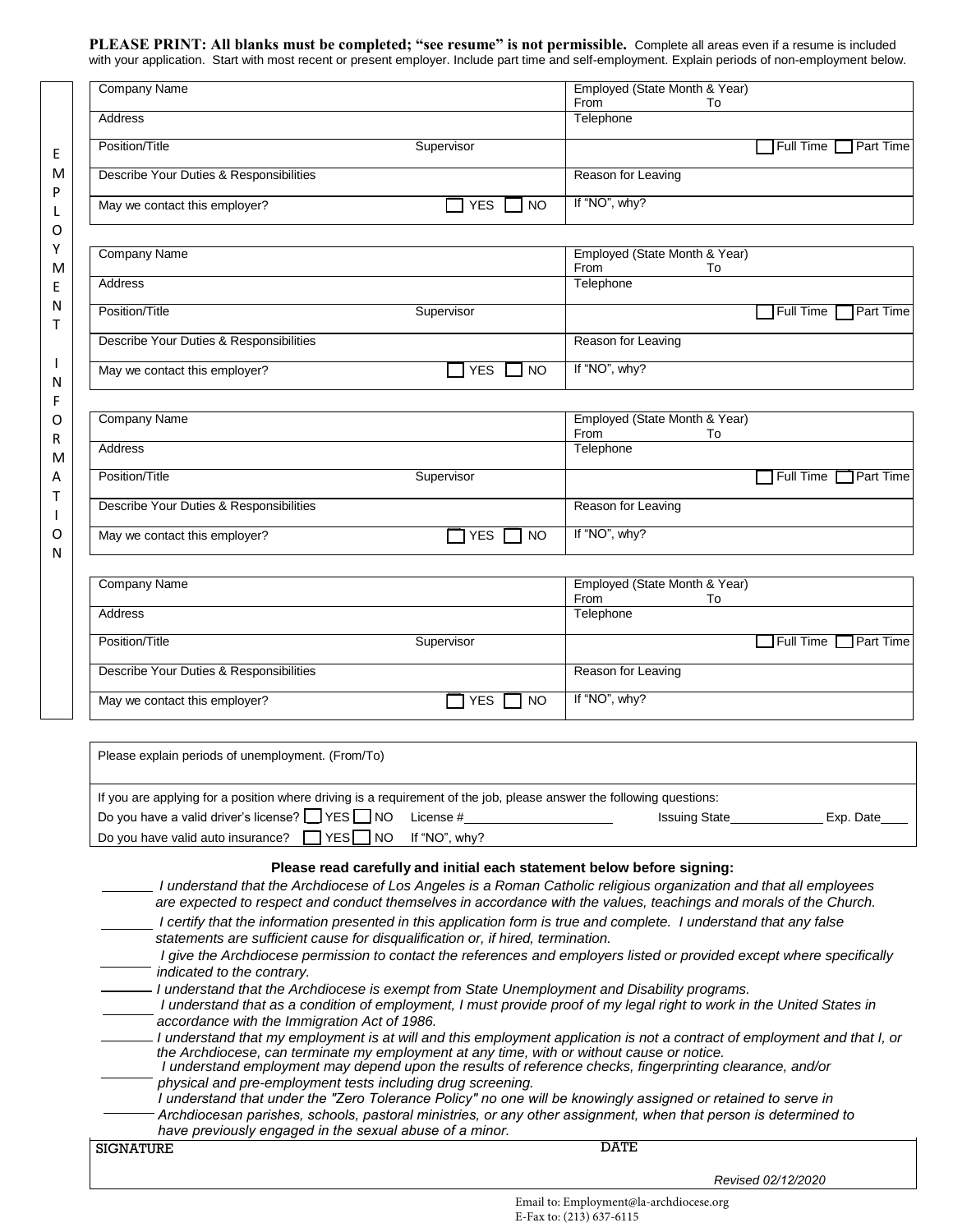**PLEASE PRINT: All blanks must be completed; "see resume" is not permissible.** Complete all areas even if a resume is included with your application. Start with most recent or present employer. Include part time and self-employment. Explain periods of non-employment below.

EMPLOYMENT INFORMATION

| | | |
|---|---|---|
| Company Name | | Employed (State Month & Year) From To |
| Address | | Telephone |
| Position/Title | Supervisor | ☐ Full Time ☐ Part Time |
| Describe Your Duties & Responsibilities | | Reason for Leaving |
| May we contact this employer? | ☐ YES ☐ NO | If "NO", why? |

| | | |
|---|---|---|
| Company Name | | Employed (State Month & Year) From To |
| Address | | Telephone |
| Position/Title | Supervisor | ☐ Full Time ☐ Part Time |
| Describe Your Duties & Responsibilities | | Reason for Leaving |
| May we contact this employer? | ☐ YES ☐ NO | If "NO", why? |

| | | |
|---|---|---|
| Company Name | | Employed (State Month & Year) From To |
| Address | | Telephone |
| Position/Title | Supervisor | ☐ Full Time ☐ Part Time |
| Describe Your Duties & Responsibilities | | Reason for Leaving |
| May we contact this employer? | ☐ YES ☐ NO | If "NO", why? |

| | | |
|---|---|---|
| Company Name | | Employed (State Month & Year) From To |
| Address | | Telephone |
| Position/Title | Supervisor | ☐ Full Time ☐ Part Time |
| Describe Your Duties & Responsibilities | | Reason for Leaving |
| May we contact this employer? | ☐ YES ☐ NO | If "NO", why? |

Please explain periods of unemployment. (From/To)

If you are applying for a position where driving is a requirement of the job, please answer the following questions:

Do you have a valid driver's license? ☐ YES ☐ NO License #____________________ Issuing State_____________ Exp. Date____

Do you have valid auto insurance? ☐ YES ☐ NO If "NO", why?

**Please read carefully and initial each statement below before signing:**

_______ *I understand that the Archdiocese of Los Angeles is a Roman Catholic religious organization and that all employees are expected to respect and conduct themselves in accordance with the values, teachings and morals of the Church.*

_______ *I certify that the information presented in this application form is true and complete. I understand that any false statements are sufficient cause for disqualification or, if hired, termination.*

_______ *I give the Archdiocese permission to contact the references and employers listed or provided except where specifically indicated to the contrary.*

_______ *I understand that the Archdiocese is exempt from State Unemployment and Disability programs.*

_______ *I understand that as a condition of employment, I must provide proof of my legal right to work in the United States in accordance with the Immigration Act of 1986.*

_______ *I understand that my employment is at will and this employment application is not a contract of employment and that I, or the Archdiocese, can terminate my employment at any time, with or without cause or notice.*

_______ *I understand employment may depend upon the results of reference checks, fingerprinting clearance, and/or physical and pre-employment tests including drug screening.*

_______ *I understand that under the "Zero Tolerance Policy" no one will be knowingly assigned or retained to serve in Archdiocesan parishes, schools, pastoral ministries, or any other assignment, when that person is determined to have previously engaged in the sexual abuse of a minor.*

SIGNATURE DATE

*Revised 02/12/2020*

Email to: Employment@la-archdiocese.org
E-Fax to: (213) 637-6115